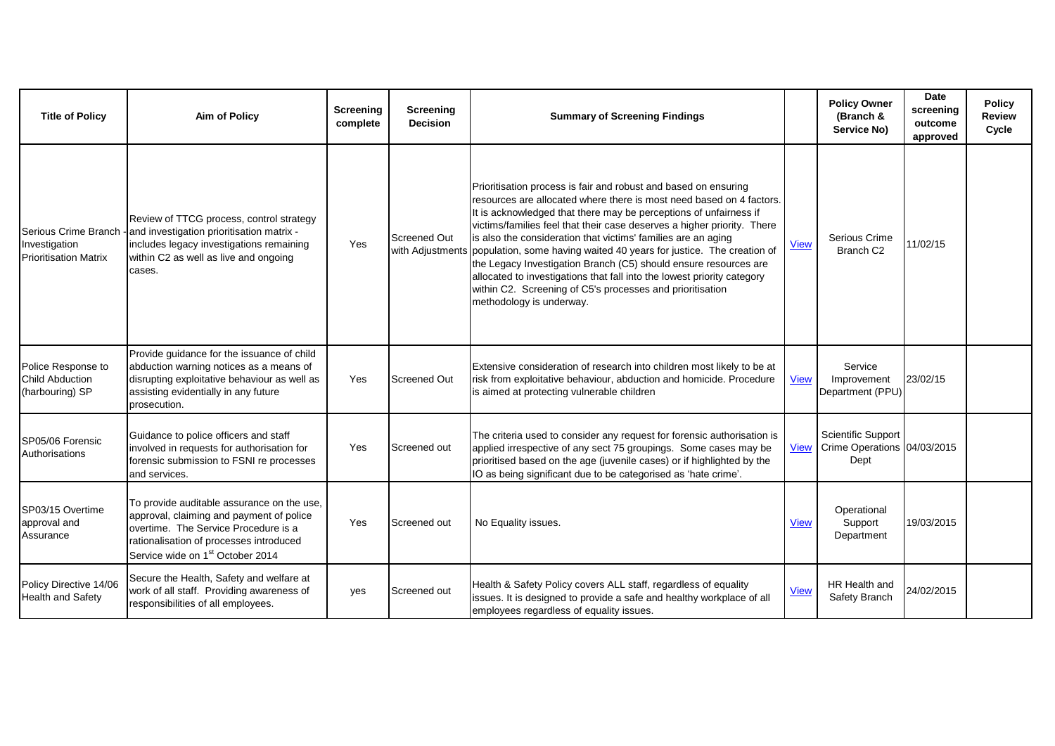| Title of Policy | Aim of Policy | Screening complete | Screening Decision | Summary of Screening Findings | | Policy Owner (Branch & Service No) | Date screening outcome approved | Policy Review Cycle |
|---|---|---|---|---|---|---|---|---|
| Serious Crime Branch - Investigation Prioritisation Matrix | Review of TTCG process, control strategy and investigation prioritisation matrix - includes legacy investigations remaining within C2 as well as live and ongoing cases. | Yes | Screened Out with Adjustments | Prioritisation process is fair and robust and based on ensuring resources are allocated where there is most need based on 4 factors. It is acknowledged that there may be perceptions of unfairness if victims/families feel that their case deserves a higher priority. There is also the consideration that victims' families are an aging population, some having waited 40 years for justice. The creation of the Legacy Investigation Branch (C5) should ensure resources are allocated to investigations that fall into the lowest priority category within C2. Screening of C5's processes and prioritisation methodology is underway. | View | Serious Crime Branch C2 | 11/02/15 | |
| Police Response to Child Abduction (harbouring) SP | Provide guidance for the issuance of child abduction warning notices as a means of disrupting exploitative behaviour as well as assisting evidentially in any future prosecution. | Yes | Screened Out | Extensive consideration of research into children most likely to be at risk from exploitative behaviour, abduction and homicide. Procedure is aimed at protecting vulnerable children | View | Service Improvement Department (PPU) | 23/02/15 | |
| SP05/06 Forensic Authorisations | Guidance to police officers and staff involved in requests for authorisation for forensic submission to FSNI re processes and services. | Yes | Screened out | The criteria used to consider any request for forensic authorisation is applied irrespective of any sect 75 groupings. Some cases may be prioritised based on the age (juvenile cases) or if highlighted by the IO as being significant due to be categorised as 'hate crime'. | View | Scientific Support Crime Operations Dept | 04/03/2015 | |
| SP03/15 Overtime approval and Assurance | To provide auditable assurance on the use, approval, claiming and payment of police overtime. The Service Procedure is a rationalisation of processes introduced Service wide on 1st October 2014 | Yes | Screened out | No Equality issues. | View | Operational Support Department | 19/03/2015 | |
| Policy Directive 14/06 Health and Safety | Secure the Health, Safety and welfare at work of all staff. Providing awareness of responsibilities of all employees. | yes | Screened out | Health & Safety Policy covers ALL staff, regardless of equality issues. It is designed to provide a safe and healthy workplace of all employees regardless of equality issues. | View | HR Health and Safety Branch | 24/02/2015 | |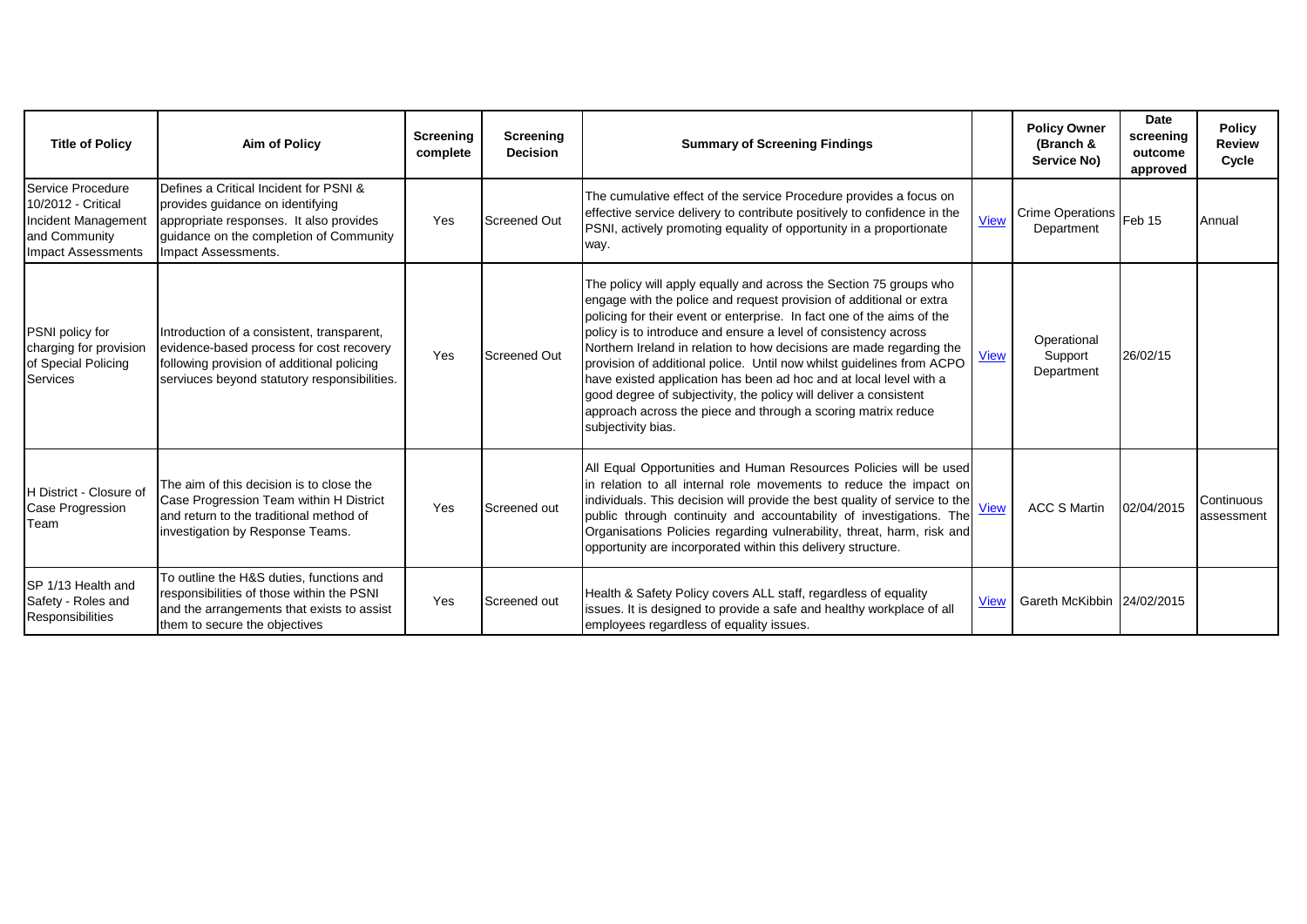| Title of Policy | Aim of Policy | Screening complete | Screening Decision | Summary of Screening Findings | | Policy Owner (Branch & Service No) | Date screening outcome approved | Policy Review Cycle |
|---|---|---|---|---|---|---|---|---|
| Service Procedure 10/2012 - Critical Incident Management and Community Impact Assessments | Defines a Critical Incident for PSNI & provides guidance on identifying appropriate responses. It also provides guidance on the completion of Community Impact Assessments. | Yes | Screened Out | The cumulative effect of the service Procedure provides a focus on effective service delivery to contribute positively to confidence in the PSNI, actively promoting equality of opportunity in a proportionate way. | View | Crime Operations Department | Feb 15 | Annual |
| PSNI policy for charging for provision of Special Policing Services | Introduction of a consistent, transparent, evidence-based process for cost recovery following provision of additional policing serviuces beyond statutory responsibilities. | Yes | Screened Out | The policy will apply equally and across the Section 75 groups who engage with the police and request provision of additional or extra policing for their event or enterprise. In fact one of the aims of the policy is to introduce and ensure a level of consistency across Northern Ireland in relation to how decisions are made regarding the provision of additional police. Until now whilst guidelines from ACPO have existed application has been ad hoc and at local level with a good degree of subjectivity, the policy will deliver a consistent approach across the piece and through a scoring matrix reduce subjectivity bias. | View | Operational Support Department | 26/02/15 | |
| H District - Closure of Case Progression Team | The aim of this decision is to close the Case Progression Team within H District and return to the traditional method of investigation by Response Teams. | Yes | Screened out | All Equal Opportunities and Human Resources Policies will be used in relation to all internal role movements to reduce the impact on individuals. This decision will provide the best quality of service to the public through continuity and accountability of investigations. The Organisations Policies regarding vulnerability, threat, harm, risk and opportunity are incorporated within this delivery structure. | View | ACC S Martin | 02/04/2015 | Continuous assessment |
| SP 1/13 Health and Safety - Roles and Responsibilities | To outline the H&S duties, functions and responsibilities of those within the PSNI and the arrangements that exists to assist them to secure the objectives | Yes | Screened out | Health & Safety Policy covers ALL staff, regardless of equality issues. It is designed to provide a safe and healthy workplace of all employees regardless of equality issues. | View | Gareth McKibbin | 24/02/2015 | |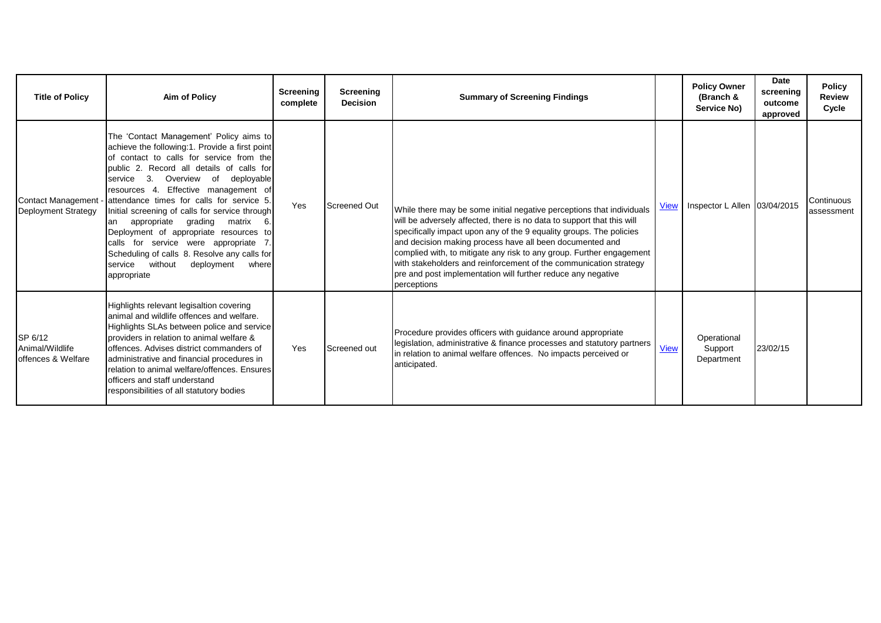| Title of Policy | Aim of Policy | Screening complete | Screening Decision | Summary of Screening Findings | | Policy Owner (Branch & Service No) | Date screening outcome approved | Policy Review Cycle |
|---|---|---|---|---|---|---|---|---|
| Contact Management - Deployment Strategy | The 'Contact Management' Policy aims to achieve the following:1. Provide a first point of contact to calls for service from the public 2. Record all details of calls for service 3. Overview of deployable resources 4. Effective management of attendance times for calls for service 5. Initial screening of calls for service through an appropriate grading matrix 6. Deployment of appropriate resources to calls for service were appropriate 7. Scheduling of calls 8. Resolve any calls for service without deployment where appropriate | Yes | Screened Out | While there may be some initial negative perceptions that individuals will be adversely affected, there is no data to support that this will specifically impact upon any of the 9 equality groups. The policies and decision making process have all been documented and complied with, to mitigate any risk to any group. Further engagement with stakeholders and reinforcement of the communication strategy pre and post implementation will further reduce any negative perceptions | View | Inspector L Allen | 03/04/2015 | Continuous assessment |
| SP 6/12 Animal/Wildlife offences & Welfare | Highlights relevant legisaltion covering animal and wildlife offences and welfare. Highlights SLAs between police and service providers in relation to animal welfare & offences. Advises district commanders of administrative and financial procedures in relation to animal welfare/offences. Ensures officers and staff understand responsibilities of all statutory bodies | Yes | Screened out | Procedure provides officers with guidance around appropriate legislation, administrative & finance processes and statutory partners in relation to animal welfare offences. No impacts perceived or anticipated. | View | Operational Support Department | 23/02/15 | |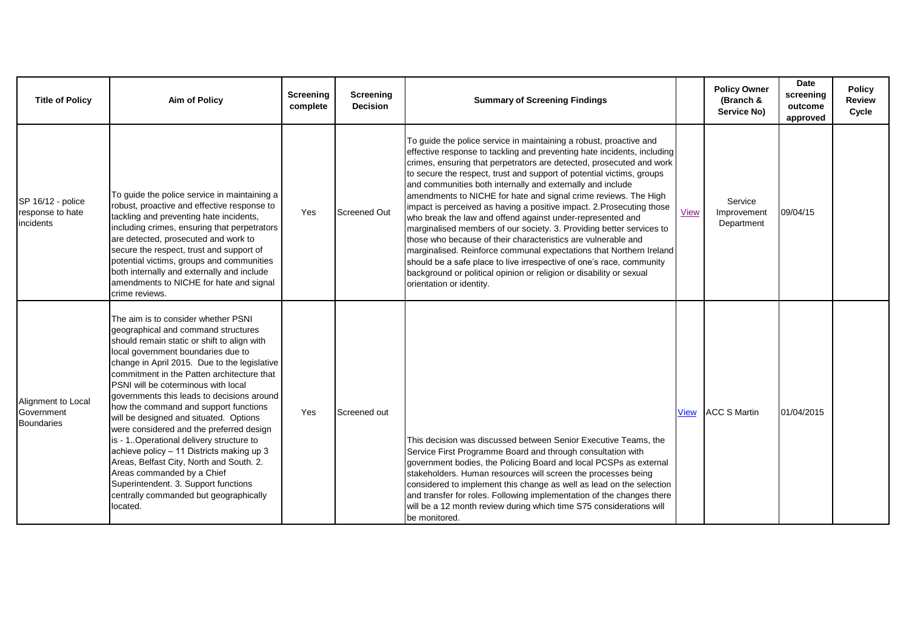| Title of Policy | Aim of Policy | Screening complete | Screening Decision | Summary of Screening Findings | | Policy Owner (Branch & Service No) | Date screening outcome approved | Policy Review Cycle |
|---|---|---|---|---|---|---|---|---|
| SP 16/12 - police response to hate incidents | To guide the police service in maintaining a robust, proactive and effective response to tackling and preventing hate incidents, including crimes, ensuring that perpetrators are detected, prosecuted and work to secure the respect, trust and support of potential victims, groups and communities both internally and externally and include amendments to NICHE for hate and signal crime reviews. | Yes | Screened Out | To guide the police service in maintaining a robust, proactive and effective response to tackling and preventing hate incidents, including crimes, ensuring that perpetrators are detected, prosecuted and work to secure the respect, trust and support of potential victims, groups and communities both internally and externally and include amendments to NICHE for hate and signal crime reviews. The High impact is perceived as having a positive impact. 2.Prosecuting those who break the law and offend against under-represented and marginalised members of our society. 3. Providing better services to those who because of their characteristics are vulnerable and marginalised. Reinforce communal expectations that Northern Ireland should be a safe place to live irrespective of one's race, community background or political opinion or religion or disability or sexual orientation or identity. | View | Service Improvement Department | 09/04/15 | |
| Alignment to Local Government Boundaries | The aim is to consider whether PSNI geographical and command structures should remain static or shift to align with local government boundaries due to change in April 2015. Due to the legislative commitment in the Patten architecture that PSNI will be coterminous with local governments this leads to decisions around how the command and support functions will be designed and situated. Options were considered and the preferred design is - 1..Operational delivery structure to achieve policy – 11 Districts making up 3 Areas, Belfast City, North and South. 2. Areas commanded by a Chief Superintendent. 3. Support functions centrally commanded but geographically located. | Yes | Screened out | This decision was discussed between Senior Executive Teams, the Service First Programme Board and through consultation with government bodies, the Policing Board and local PCSPs as external stakeholders. Human resources will screen the processes being considered to implement this change as well as lead on the selection and transfer for roles. Following implementation of the changes there will be a 12 month review during which time S75 considerations will be monitored. | View | ACC S Martin | 01/04/2015 | |